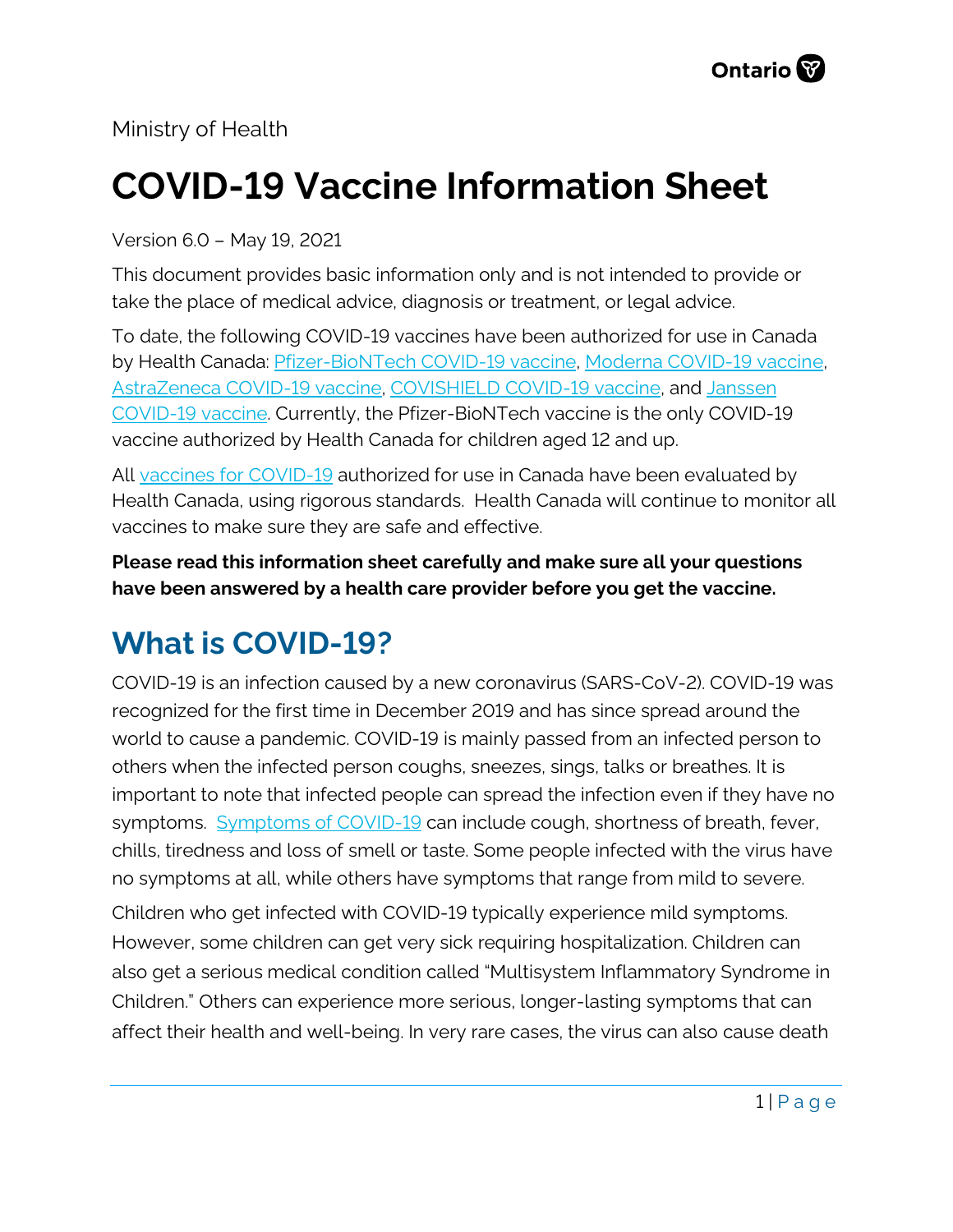Ministry of Health

# COVID-19 Vaccine Information Sheet

Version 6.0 – May 19, 2021

This document provides basic information only and is not intended to provide or take the place of medical advice, diagnosis or treatment, or legal advice.

To date, the following COVID-19 vaccines have been authorized for use in Canada by Health Canada: Pfizer-BioNTech COVID-19 vaccine, Moderna COVID-19 vaccine, AstraZeneca COVID-19 vaccine, COVISHIELD COVID-19 vaccine, and Janssen COVID-19 vaccine. Currently, the Pfizer-BioNTech vaccine is the only COVID-19 vaccine authorized by Health Canada for children aged 12 and up.

All vaccines for COVID-19 authorized for use in Canada have been evaluated by Health Canada, using rigorous standards. Health Canada will continue to monitor all vaccines to make sure they are safe and effective.

**Please read this information sheet carefully and make sure all your questions have been answered by a health care provider before you get the vaccine.**

## What is COVID-19?

COVID-19 is an infection caused by a new coronavirus (SARS-CoV-2). COVID-19 was recognized for the first time in December 2019 and has since spread around the world to cause a pandemic. COVID-19 is mainly passed from an infected person to others when the infected person coughs, sneezes, sings, talks or breathes. It is important to note that infected people can spread the infection even if they have no symptoms. Symptoms of COVID-19 can include cough, shortness of breath, fever, chills, tiredness and loss of smell or taste. Some people infected with the virus have no symptoms at all, while others have symptoms that range from mild to severe.

Children who get infected with COVID-19 typically experience mild symptoms. However, some children can get very sick requiring hospitalization. Children can also get a serious medical condition called "Multisystem Inflammatory Syndrome in Children." Others can experience more serious, longer-lasting symptoms that can affect their health and well-being. In very rare cases, the virus can also cause death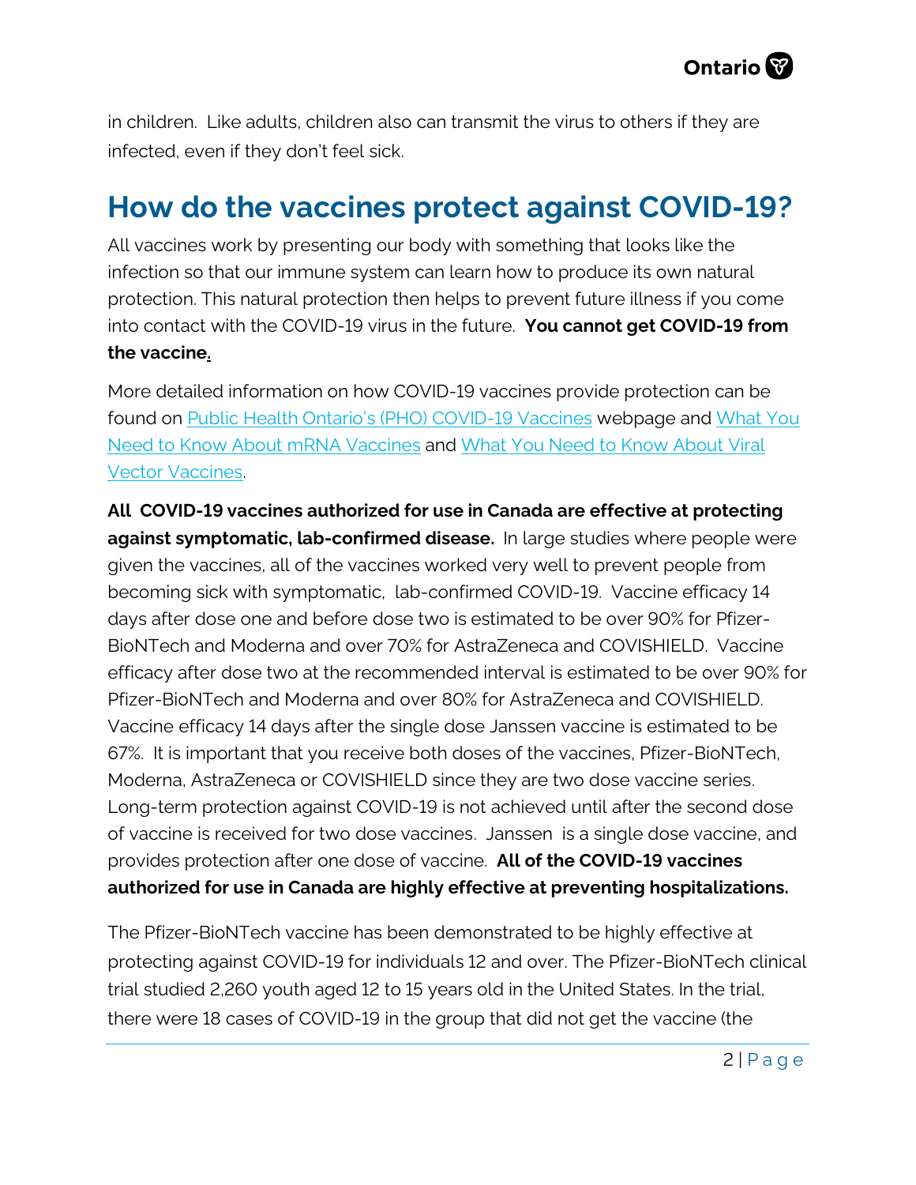in children. Like adults, children also can transmit the virus to others if they are infected, even if they don't feel sick.

## How do the vaccines protect against COVID-19?

All vaccines work by presenting our body with something that looks like the infection so that our immune system can learn how to produce its own natural protection. This natural protection then helps to prevent future illness if you come into contact with the COVID-19 virus in the future. **You cannot get COVID-19 from the vaccine.**

More detailed information on how COVID-19 vaccines provide protection can be found on Public Health Ontario's (PHO) COVID-19 Vaccines webpage and What You Need to Know About mRNA Vaccines and What You Need to Know About Viral Vector Vaccines.

**All COVID-19 vaccines authorized for use in Canada are effective at protecting against symptomatic, lab-confirmed disease.** In large studies where people were given the vaccines, all of the vaccines worked very well to prevent people from becoming sick with symptomatic, lab-confirmed COVID-19. Vaccine efficacy 14 days after dose one and before dose two is estimated to be over 90% for Pfizer-BioNTech and Moderna and over 70% for AstraZeneca and COVISHIELD. Vaccine efficacy after dose two at the recommended interval is estimated to be over 90% for Pfizer-BioNTech and Moderna and over 80% for AstraZeneca and COVISHIELD. Vaccine efficacy 14 days after the single dose Janssen vaccine is estimated to be 67%. It is important that you receive both doses of the vaccines, Pfizer-BioNTech, Moderna, AstraZeneca or COVISHIELD since they are two dose vaccine series. Long-term protection against COVID-19 is not achieved until after the second dose of vaccine is received for two dose vaccines. Janssen is a single dose vaccine, and provides protection after one dose of vaccine. **All of the COVID-19 vaccines authorized for use in Canada are highly effective at preventing hospitalizations.**

The Pfizer-BioNTech vaccine has been demonstrated to be highly effective at protecting against COVID-19 for individuals 12 and over. The Pfizer-BioNTech clinical trial studied 2,260 youth aged 12 to 15 years old in the United States. In the trial, there were 18 cases of COVID-19 in the group that did not get the vaccine (the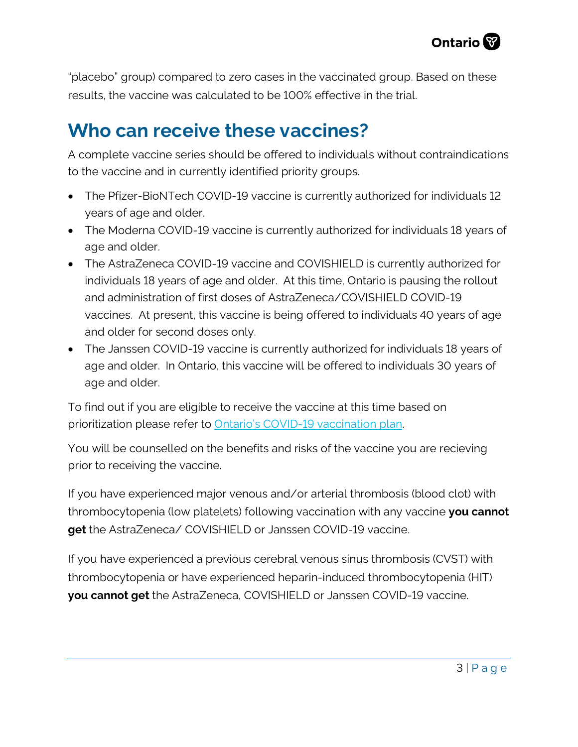"placebo" group) compared to zero cases in the vaccinated group. Based on these results, the vaccine was calculated to be 100% effective in the trial.

## Who can receive these vaccines?

A complete vaccine series should be offered to individuals without contraindications to the vaccine and in currently identified priority groups.

- The Pfizer-BioNTech COVID-19 vaccine is currently authorized for individuals 12 years of age and older.
- The Moderna COVID-19 vaccine is currently authorized for individuals 18 years of age and older.
- The AstraZeneca COVID-19 vaccine and COVISHIELD is currently authorized for individuals 18 years of age and older. At this time, Ontario is pausing the rollout and administration of first doses of AstraZeneca/COVISHIELD COVID-19 vaccines. At present, this vaccine is being offered to individuals 40 years of age and older for second doses only.
- The Janssen COVID-19 vaccine is currently authorized for individuals 18 years of age and older. In Ontario, this vaccine will be offered to individuals 30 years of age and older.

To find out if you are eligible to receive the vaccine at this time based on prioritization please refer to Ontario's COVID-19 vaccination plan.

You will be counselled on the benefits and risks of the vaccine you are recieving prior to receiving the vaccine.

If you have experienced major venous and/or arterial thrombosis (blood clot) with thrombocytopenia (low platelets) following vaccination with any vaccine **you cannot get** the AstraZeneca/ COVISHIELD or Janssen COVID-19 vaccine.

If you have experienced a previous cerebral venous sinus thrombosis (CVST) with thrombocytopenia or have experienced heparin-induced thrombocytopenia (HIT) **you cannot get** the AstraZeneca, COVISHIELD or Janssen COVID-19 vaccine.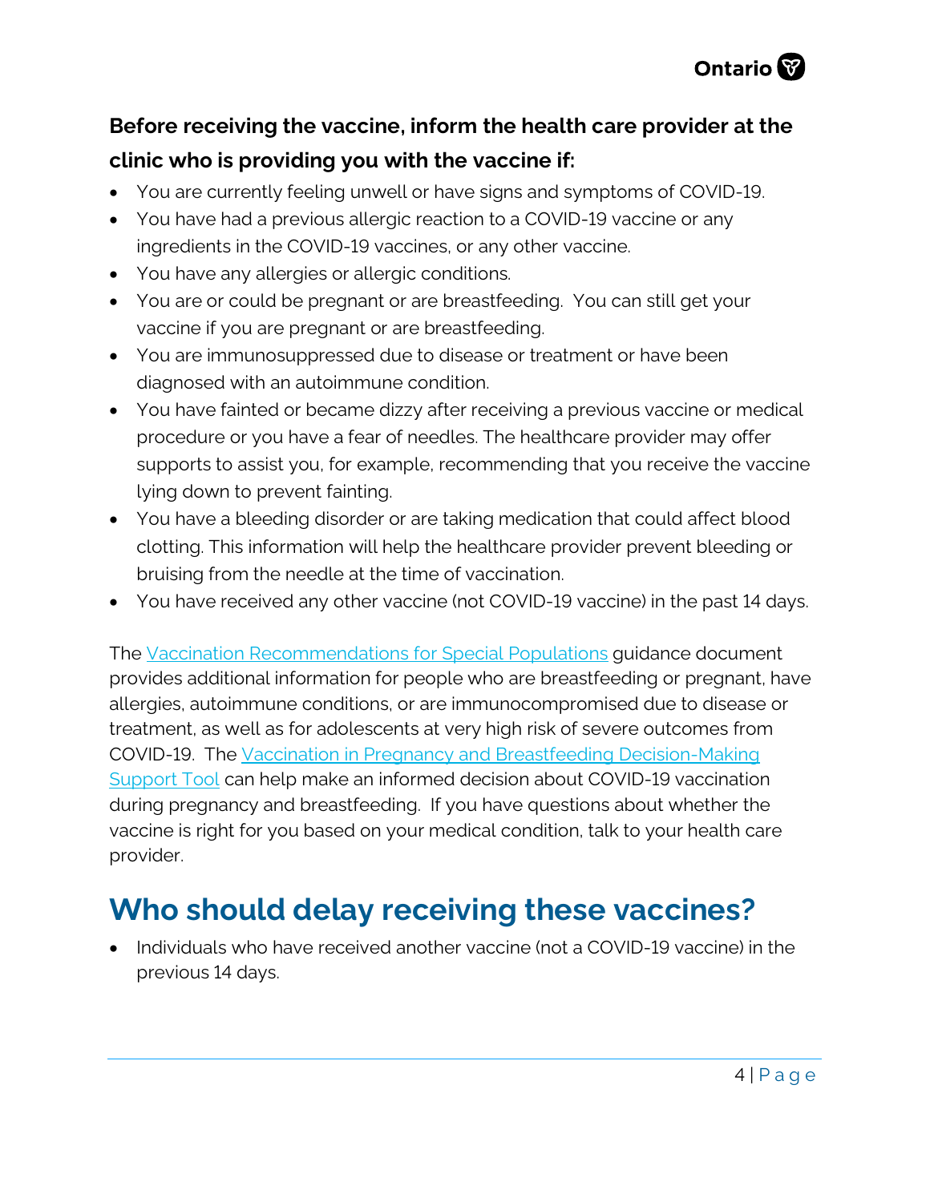**Before receiving the vaccine, inform the health care provider at the clinic who is providing you with the vaccine if:**

- You are currently feeling unwell or have signs and symptoms of COVID-19.
- You have had a previous allergic reaction to a COVID-19 vaccine or any ingredients in the COVID-19 vaccines, or any other vaccine.
- You have any allergies or allergic conditions.
- You are or could be pregnant or are breastfeeding. You can still get your vaccine if you are pregnant or are breastfeeding.
- You are immunosuppressed due to disease or treatment or have been diagnosed with an autoimmune condition.
- You have fainted or became dizzy after receiving a previous vaccine or medical procedure or you have a fear of needles. The healthcare provider may offer supports to assist you, for example, recommending that you receive the vaccine lying down to prevent fainting.
- You have a bleeding disorder or are taking medication that could affect blood clotting. This information will help the healthcare provider prevent bleeding or bruising from the needle at the time of vaccination.
- You have received any other vaccine (not COVID-19 vaccine) in the past 14 days.

The Vaccination Recommendations for Special Populations guidance document provides additional information for people who are breastfeeding or pregnant, have allergies, autoimmune conditions, or are immunocompromised due to disease or treatment, as well as for adolescents at very high risk of severe outcomes from COVID-19. The Vaccination in Pregnancy and Breastfeeding Decision-Making Support Tool can help make an informed decision about COVID-19 vaccination during pregnancy and breastfeeding. If you have questions about whether the vaccine is right for you based on your medical condition, talk to your health care provider.

# Who should delay receiving these vaccines?

- Individuals who have received another vaccine (not a COVID-19 vaccine) in the previous 14 days.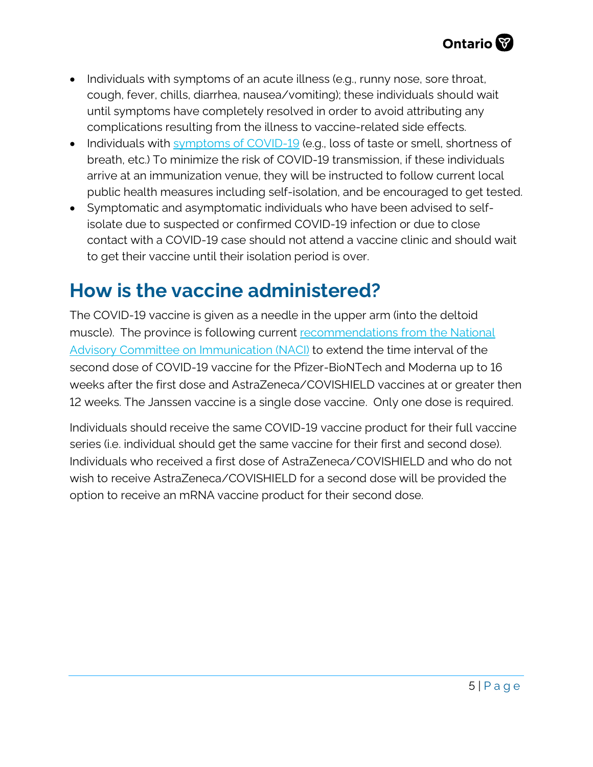- Individuals with symptoms of an acute illness (e.g., runny nose, sore throat, cough, fever, chills, diarrhea, nausea/vomiting); these individuals should wait until symptoms have completely resolved in order to avoid attributing any complications resulting from the illness to vaccine-related side effects.
- Individuals with [symptoms of COVID-19](#) (e.g., loss of taste or smell, shortness of breath, etc.) To minimize the risk of COVID-19 transmission, if these individuals arrive at an immunization venue, they will be instructed to follow current local public health measures including self-isolation, and be encouraged to get tested.
- Symptomatic and asymptomatic individuals who have been advised to self-isolate due to suspected or confirmed COVID-19 infection or due to close contact with a COVID-19 case should not attend a vaccine clinic and should wait to get their vaccine until their isolation period is over.

## How is the vaccine administered?

The COVID-19 vaccine is given as a needle in the upper arm (into the deltoid muscle). The province is following current [recommendations from the National Advisory Committee on Immunication (NACI)](#) to extend the time interval of the second dose of COVID-19 vaccine for the Pfizer-BioNTech and Moderna up to 16 weeks after the first dose and AstraZeneca/COVISHIELD vaccines at or greater then 12 weeks. The Janssen vaccine is a single dose vaccine. Only one dose is required.

Individuals should receive the same COVID-19 vaccine product for their full vaccine series (i.e. individual should get the same vaccine for their first and second dose). Individuals who received a first dose of AstraZeneca/COVISHIELD and who do not wish to receive AstraZeneca/COVISHIELD for a second dose will be provided the option to receive an mRNA vaccine product for their second dose.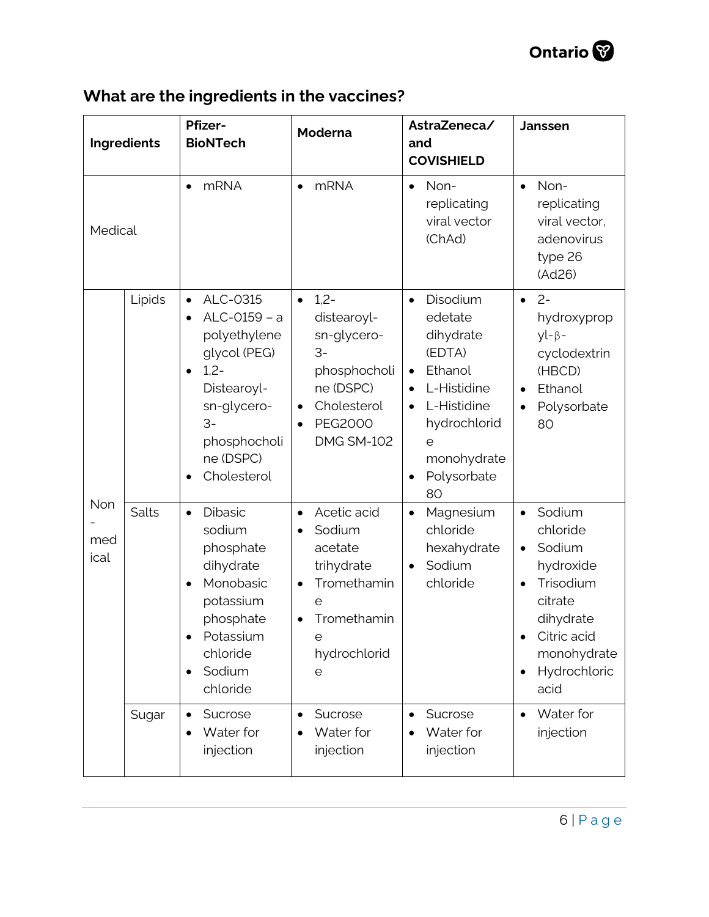## What are the ingredients in the vaccines?

| Ingredients | | Pfizer-BioNTech | Moderna | AstraZeneca/ and COVISHIELD | Janssen |
|---|---|---|---|---|---|
| Medical | | • mRNA | • mRNA | • Non-replicating viral vector (ChAd) | • Non-replicating viral vector, adenovirus type 26 (Ad26) |
| Non-medical | Lipids | • ALC-0315<br>• ALC-0159 – a polyethylene glycol (PEG)<br>• 1,2-Distearoyl-sn-glycero-3-phosphocholine (DSPC)<br>• Cholesterol | • 1,2-distearoyl-sn-glycero-3-phosphocholine (DSPC)<br>• Cholesterol<br>• PEG2000 DMG SM-102 | • Disodium edetate dihydrate (EDTA)<br>• Ethanol<br>• L-Histidine<br>• L-Histidine hydrochloride monohydrate<br>• Polysorbate 80 | • 2-hydroxypropyl-β-cyclodextrin (HBCD)<br>• Ethanol<br>• Polysorbate 80 |
| | Salts | • Dibasic sodium phosphate dihydrate<br>• Monobasic potassium phosphate<br>• Potassium chloride<br>• Sodium chloride | • Acetic acid<br>• Sodium acetate trihydrate<br>• Tromethamine<br>• Tromethamine hydrochloride | • Magnesium chloride hexahydrate<br>• Sodium chloride | • Sodium chloride<br>• Sodium hydroxide<br>• Trisodium citrate dihydrate<br>• Citric acid monohydrate<br>• Hydrochloric acid |
| | Sugar | • Sucrose<br>• Water for injection | • Sucrose<br>• Water for injection | • Sucrose<br>• Water for injection | • Water for injection |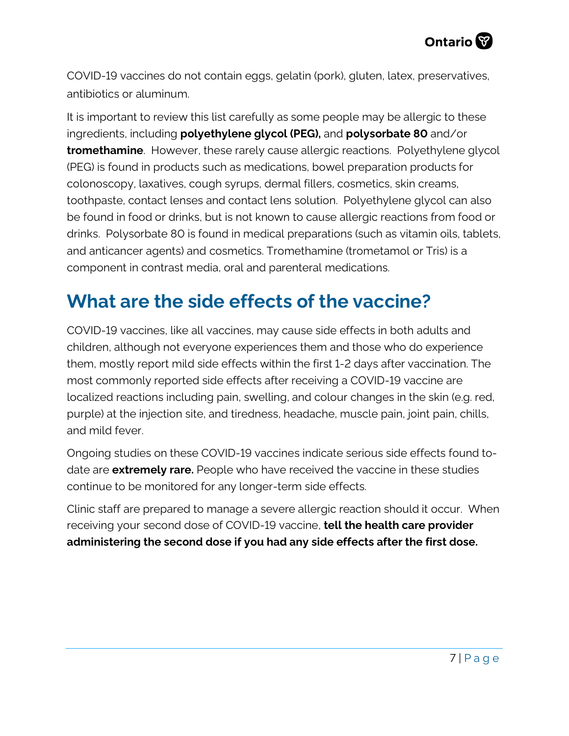COVID-19 vaccines do not contain eggs, gelatin (pork), gluten, latex, preservatives, antibiotics or aluminum.

It is important to review this list carefully as some people may be allergic to these ingredients, including **polyethylene glycol (PEG),** and **polysorbate 80** and/or **tromethamine**. However, these rarely cause allergic reactions. Polyethylene glycol (PEG) is found in products such as medications, bowel preparation products for colonoscopy, laxatives, cough syrups, dermal fillers, cosmetics, skin creams, toothpaste, contact lenses and contact lens solution. Polyethylene glycol can also be found in food or drinks, but is not known to cause allergic reactions from food or drinks. Polysorbate 80 is found in medical preparations (such as vitamin oils, tablets, and anticancer agents) and cosmetics. Tromethamine (trometamol or Tris) is a component in contrast media, oral and parenteral medications.

## What are the side effects of the vaccine?

COVID-19 vaccines, like all vaccines, may cause side effects in both adults and children, although not everyone experiences them and those who do experience them, mostly report mild side effects within the first 1-2 days after vaccination. The most commonly reported side effects after receiving a COVID-19 vaccine are localized reactions including pain, swelling, and colour changes in the skin (e.g. red, purple) at the injection site, and tiredness, headache, muscle pain, joint pain, chills, and mild fever.

Ongoing studies on these COVID-19 vaccines indicate serious side effects found to-date are **extremely rare.** People who have received the vaccine in these studies continue to be monitored for any longer-term side effects.

Clinic staff are prepared to manage a severe allergic reaction should it occur. When receiving your second dose of COVID-19 vaccine, **tell the health care provider administering the second dose if you had any side effects after the first dose.**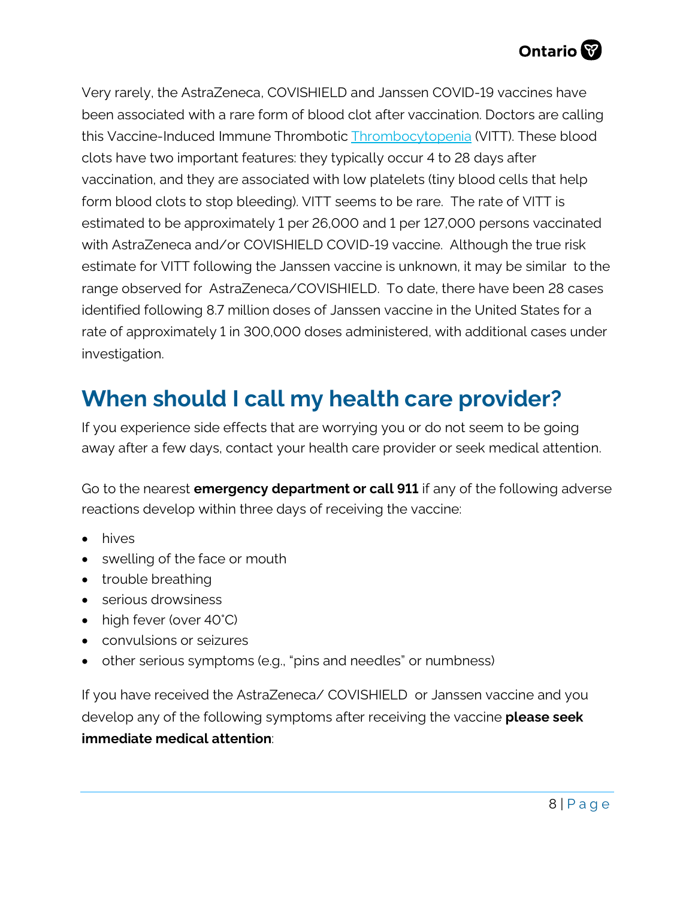Very rarely, the AstraZeneca, COVISHIELD and Janssen COVID-19 vaccines have been associated with a rare form of blood clot after vaccination. Doctors are calling this Vaccine-Induced Immune Thrombotic Thrombocytopenia (VITT). These blood clots have two important features: they typically occur 4 to 28 days after vaccination, and they are associated with low platelets (tiny blood cells that help form blood clots to stop bleeding). VITT seems to be rare. The rate of VITT is estimated to be approximately 1 per 26,000 and 1 per 127,000 persons vaccinated with AstraZeneca and/or COVISHIELD COVID-19 vaccine. Although the true risk estimate for VITT following the Janssen vaccine is unknown, it may be similar to the range observed for AstraZeneca/COVISHIELD. To date, there have been 28 cases identified following 8.7 million doses of Janssen vaccine in the United States for a rate of approximately 1 in 300,000 doses administered, with additional cases under investigation.

## When should I call my health care provider?

If you experience side effects that are worrying you or do not seem to be going away after a few days, contact your health care provider or seek medical attention.

Go to the nearest **emergency department or call 911** if any of the following adverse reactions develop within three days of receiving the vaccine:

- hives
- swelling of the face or mouth
- trouble breathing
- serious drowsiness
- high fever (over 40˚C)
- convulsions or seizures
- other serious symptoms (e.g., "pins and needles" or numbness)

If you have received the AstraZeneca/ COVISHIELD or Janssen vaccine and you develop any of the following symptoms after receiving the vaccine **please seek immediate medical attention**: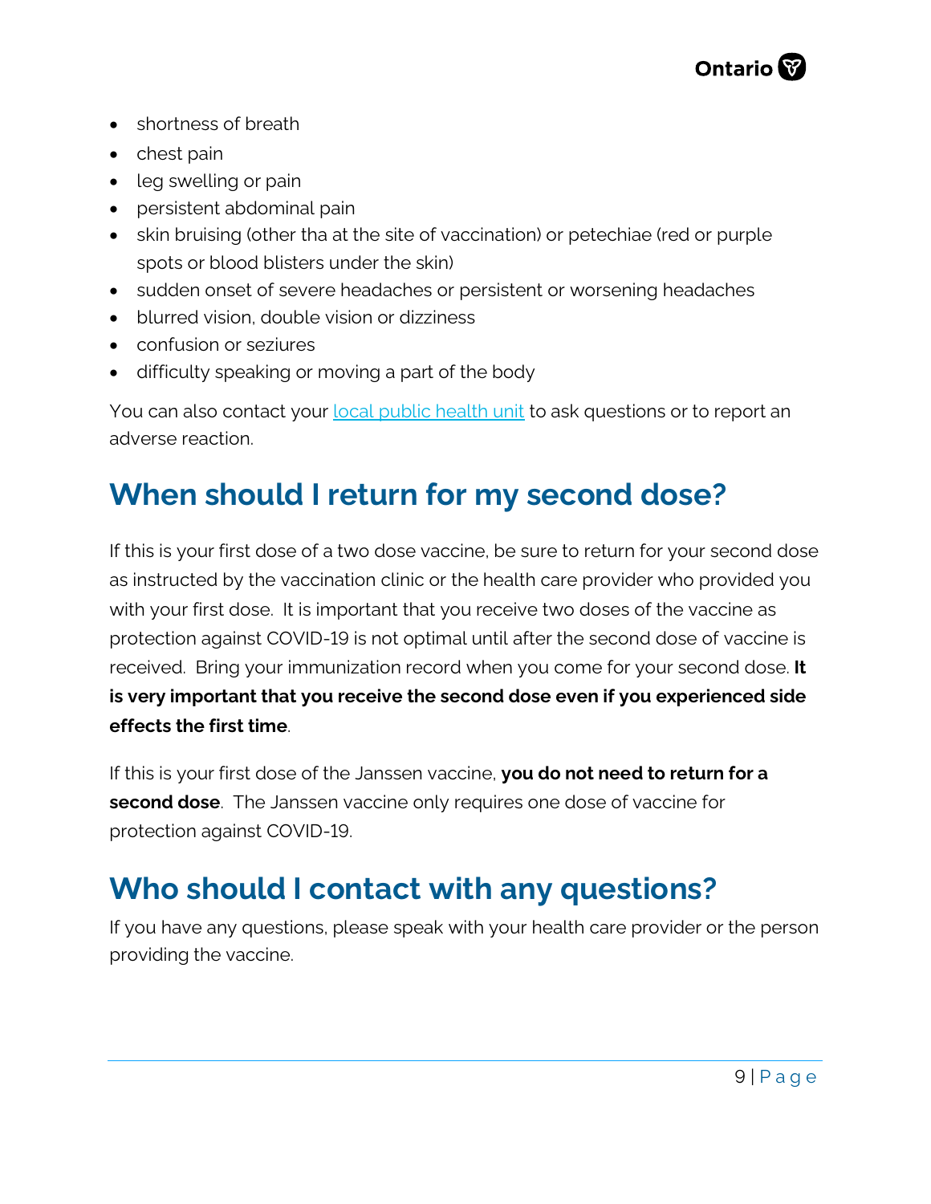- shortness of breath
- chest pain
- leg swelling or pain
- persistent abdominal pain
- skin bruising (other tha at the site of vaccination) or petechiae (red or purple spots or blood blisters under the skin)
- sudden onset of severe headaches or persistent or worsening headaches
- blurred vision, double vision or dizziness
- confusion or seziures
- difficulty speaking or moving a part of the body

You can also contact your local public health unit to ask questions or to report an adverse reaction.

## When should I return for my second dose?

If this is your first dose of a two dose vaccine, be sure to return for your second dose as instructed by the vaccination clinic or the health care provider who provided you with your first dose. It is important that you receive two doses of the vaccine as protection against COVID-19 is not optimal until after the second dose of vaccine is received. Bring your immunization record when you come for your second dose. **It is very important that you receive the second dose even if you experienced side effects the first time**.

If this is your first dose of the Janssen vaccine, **you do not need to return for a second dose**. The Janssen vaccine only requires one dose of vaccine for protection against COVID-19.

## Who should I contact with any questions?

If you have any questions, please speak with your health care provider or the person providing the vaccine.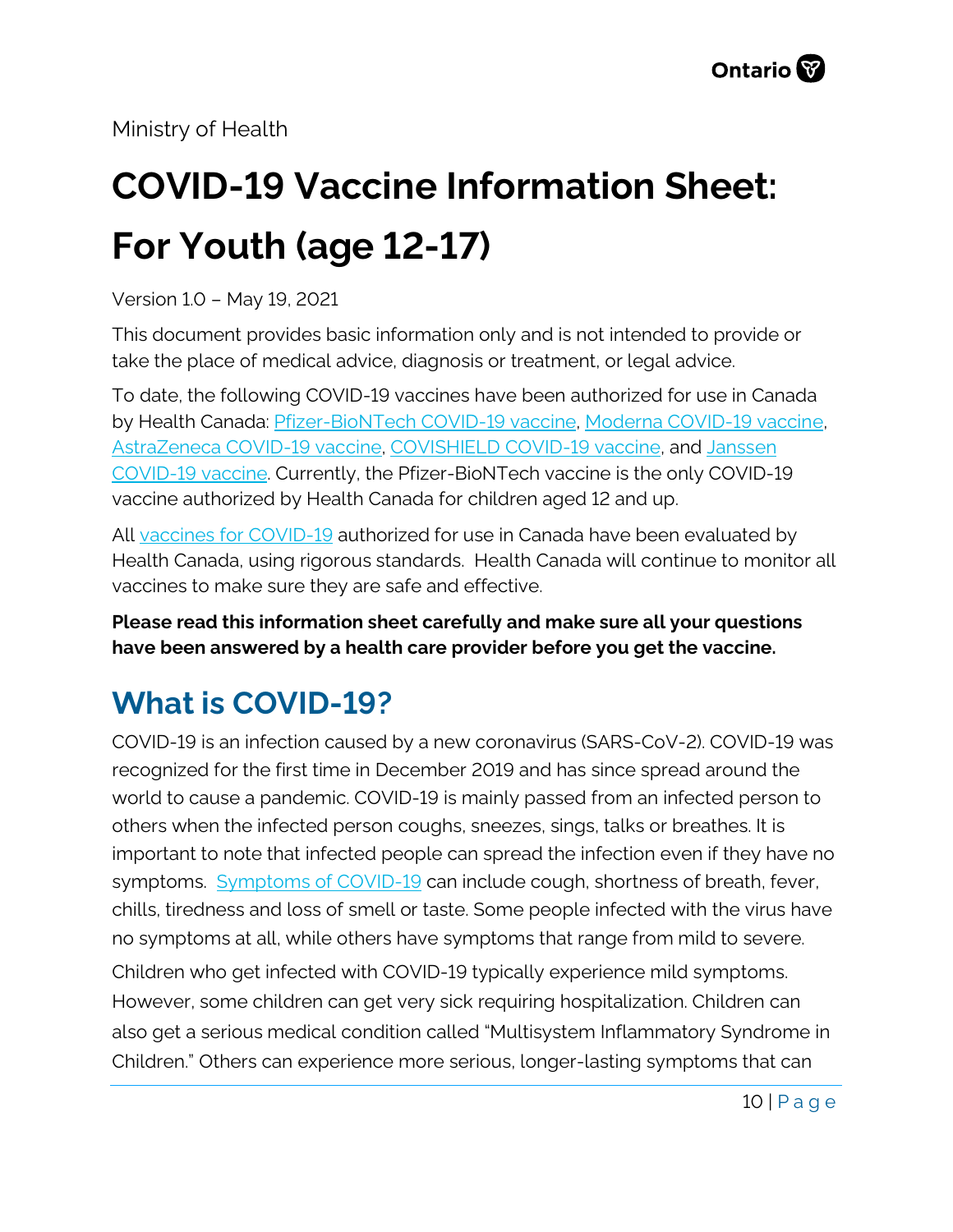Ministry of Health

# COVID-19 Vaccine Information Sheet: For Youth (age 12-17)

Version 1.0 – May 19, 2021

This document provides basic information only and is not intended to provide or take the place of medical advice, diagnosis or treatment, or legal advice.

To date, the following COVID-19 vaccines have been authorized for use in Canada by Health Canada: Pfizer-BioNTech COVID-19 vaccine, Moderna COVID-19 vaccine, AstraZeneca COVID-19 vaccine, COVISHIELD COVID-19 vaccine, and Janssen COVID-19 vaccine. Currently, the Pfizer-BioNTech vaccine is the only COVID-19 vaccine authorized by Health Canada for children aged 12 and up.

All vaccines for COVID-19 authorized for use in Canada have been evaluated by Health Canada, using rigorous standards. Health Canada will continue to monitor all vaccines to make sure they are safe and effective.

**Please read this information sheet carefully and make sure all your questions have been answered by a health care provider before you get the vaccine.**

## What is COVID-19?

COVID-19 is an infection caused by a new coronavirus (SARS-CoV-2). COVID-19 was recognized for the first time in December 2019 and has since spread around the world to cause a pandemic. COVID-19 is mainly passed from an infected person to others when the infected person coughs, sneezes, sings, talks or breathes. It is important to note that infected people can spread the infection even if they have no symptoms. Symptoms of COVID-19 can include cough, shortness of breath, fever, chills, tiredness and loss of smell or taste. Some people infected with the virus have no symptoms at all, while others have symptoms that range from mild to severe.

Children who get infected with COVID-19 typically experience mild symptoms. However, some children can get very sick requiring hospitalization. Children can also get a serious medical condition called "Multisystem Inflammatory Syndrome in Children." Others can experience more serious, longer-lasting symptoms that can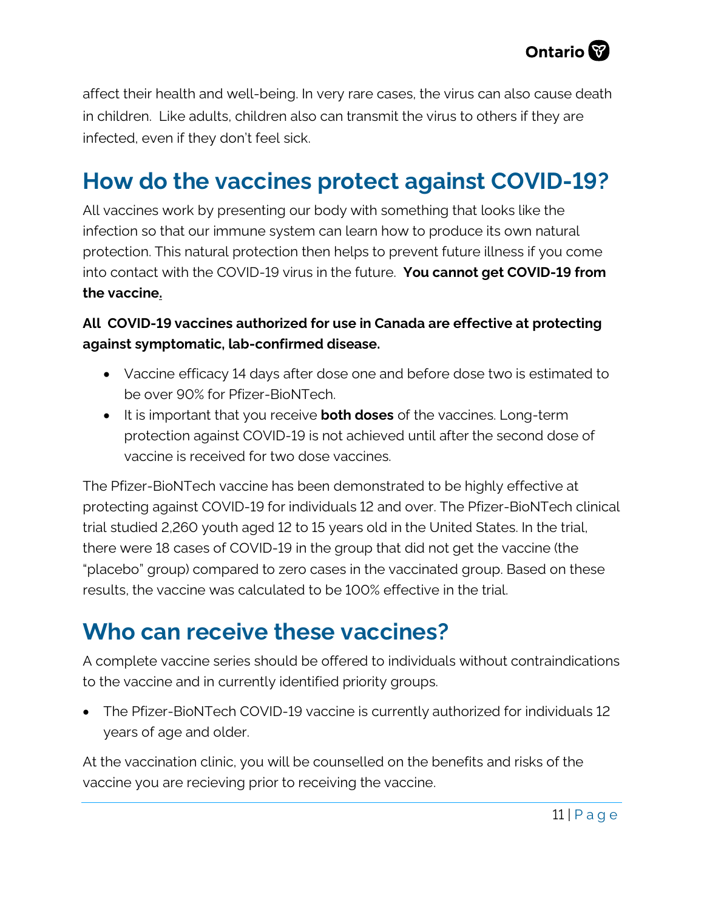affect their health and well-being. In very rare cases, the virus can also cause death in children.  Like adults, children also can transmit the virus to others if they are infected, even if they don't feel sick.

## How do the vaccines protect against COVID-19?

All vaccines work by presenting our body with something that looks like the infection so that our immune system can learn how to produce its own natural protection. This natural protection then helps to prevent future illness if you come into contact with the COVID-19 virus in the future.  **You cannot get COVID-19 from the vaccine.**

**All  COVID-19 vaccines authorized for use in Canada are effective at protecting against symptomatic, lab-confirmed disease.**

- Vaccine efficacy 14 days after dose one and before dose two is estimated to be over 90% for Pfizer-BioNTech.
- It is important that you receive **both doses** of the vaccines. Long-term protection against COVID-19 is not achieved until after the second dose of vaccine is received for two dose vaccines.

The Pfizer-BioNTech vaccine has been demonstrated to be highly effective at protecting against COVID-19 for individuals 12 and over. The Pfizer-BioNTech clinical trial studied 2,260 youth aged 12 to 15 years old in the United States. In the trial, there were 18 cases of COVID-19 in the group that did not get the vaccine (the "placebo" group) compared to zero cases in the vaccinated group. Based on these results, the vaccine was calculated to be 100% effective in the trial.

## Who can receive these vaccines?

A complete vaccine series should be offered to individuals without contraindications to the vaccine and in currently identified priority groups.

- The Pfizer-BioNTech COVID-19 vaccine is currently authorized for individuals 12 years of age and older.

At the vaccination clinic, you will be counselled on the benefits and risks of the vaccine you are recieving prior to receiving the vaccine.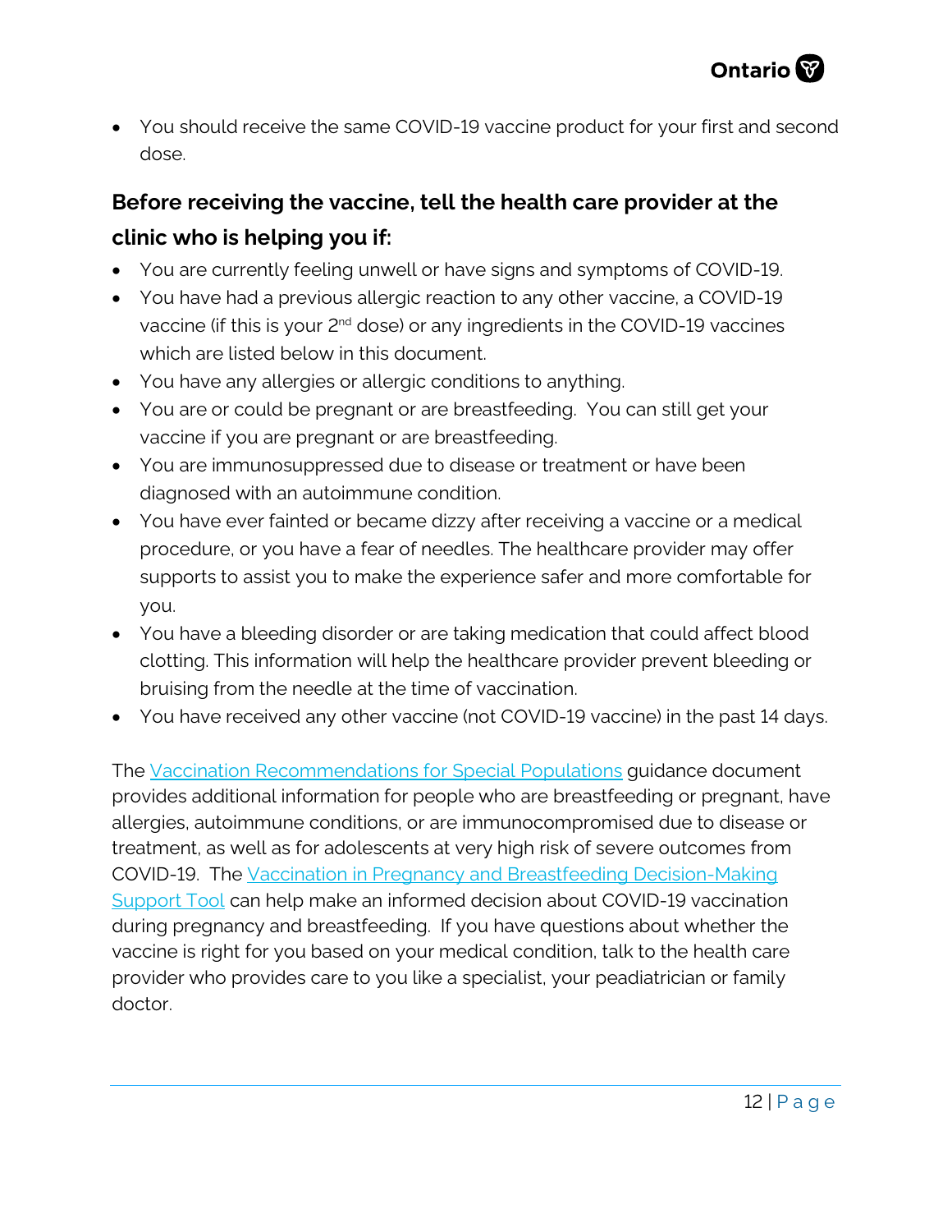- You should receive the same COVID-19 vaccine product for your first and second dose.

## Before receiving the vaccine, tell the health care provider at the clinic who is helping you if:

- You are currently feeling unwell or have signs and symptoms of COVID-19.
- You have had a previous allergic reaction to any other vaccine, a COVID-19 vaccine (if this is your 2nd dose) or any ingredients in the COVID-19 vaccines which are listed below in this document.
- You have any allergies or allergic conditions to anything.
- You are or could be pregnant or are breastfeeding. You can still get your vaccine if you are pregnant or are breastfeeding.
- You are immunosuppressed due to disease or treatment or have been diagnosed with an autoimmune condition.
- You have ever fainted or became dizzy after receiving a vaccine or a medical procedure, or you have a fear of needles. The healthcare provider may offer supports to assist you to make the experience safer and more comfortable for you.
- You have a bleeding disorder or are taking medication that could affect blood clotting. This information will help the healthcare provider prevent bleeding or bruising from the needle at the time of vaccination.
- You have received any other vaccine (not COVID-19 vaccine) in the past 14 days.

The Vaccination Recommendations for Special Populations guidance document provides additional information for people who are breastfeeding or pregnant, have allergies, autoimmune conditions, or are immunocompromised due to disease or treatment, as well as for adolescents at very high risk of severe outcomes from COVID-19. The Vaccination in Pregnancy and Breastfeeding Decision-Making Support Tool can help make an informed decision about COVID-19 vaccination during pregnancy and breastfeeding. If you have questions about whether the vaccine is right for you based on your medical condition, talk to the health care provider who provides care to you like a specialist, your peadiatrician or family doctor.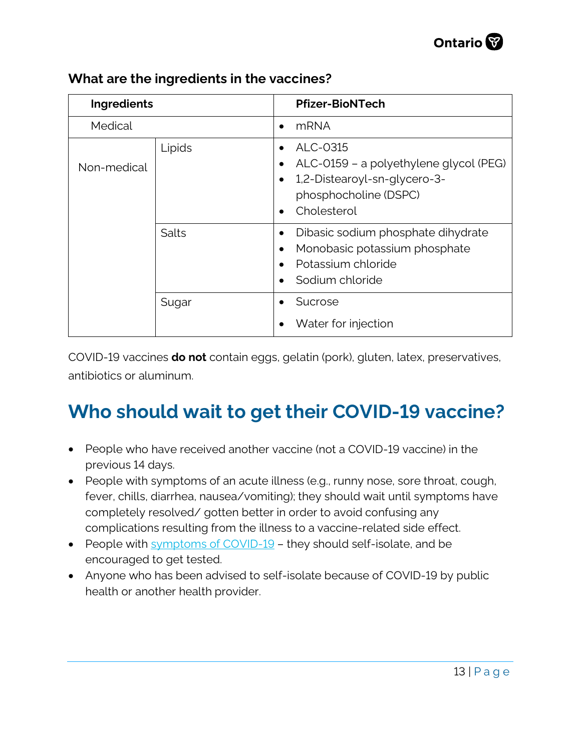### What are the ingredients in the vaccines?

| Ingredients | | Pfizer-BioNTech |
|---|---|---|
| Medical | | • mRNA |
| Non-medical | Lipids | • ALC-0315<br>• ALC-0159 – a polyethylene glycol (PEG)<br>• 1,2-Distearoyl-sn-glycero-3-phosphocholine (DSPC)<br>• Cholesterol |
| | Salts | • Dibasic sodium phosphate dihydrate<br>• Monobasic potassium phosphate<br>• Potassium chloride<br>• Sodium chloride |
| | Sugar | • Sucrose<br>• Water for injection |

COVID-19 vaccines **do not** contain eggs, gelatin (pork), gluten, latex, preservatives, antibiotics or aluminum.

## Who should wait to get their COVID-19 vaccine?

- People who have received another vaccine (not a COVID-19 vaccine) in the previous 14 days.
- People with symptoms of an acute illness (e.g., runny nose, sore throat, cough, fever, chills, diarrhea, nausea/vomiting); they should wait until symptoms have completely resolved/ gotten better in order to avoid confusing any complications resulting from the illness to a vaccine-related side effect.
- People with symptoms of COVID-19 – they should self-isolate, and be encouraged to get tested.
- Anyone who has been advised to self-isolate because of COVID-19 by public health or another health provider.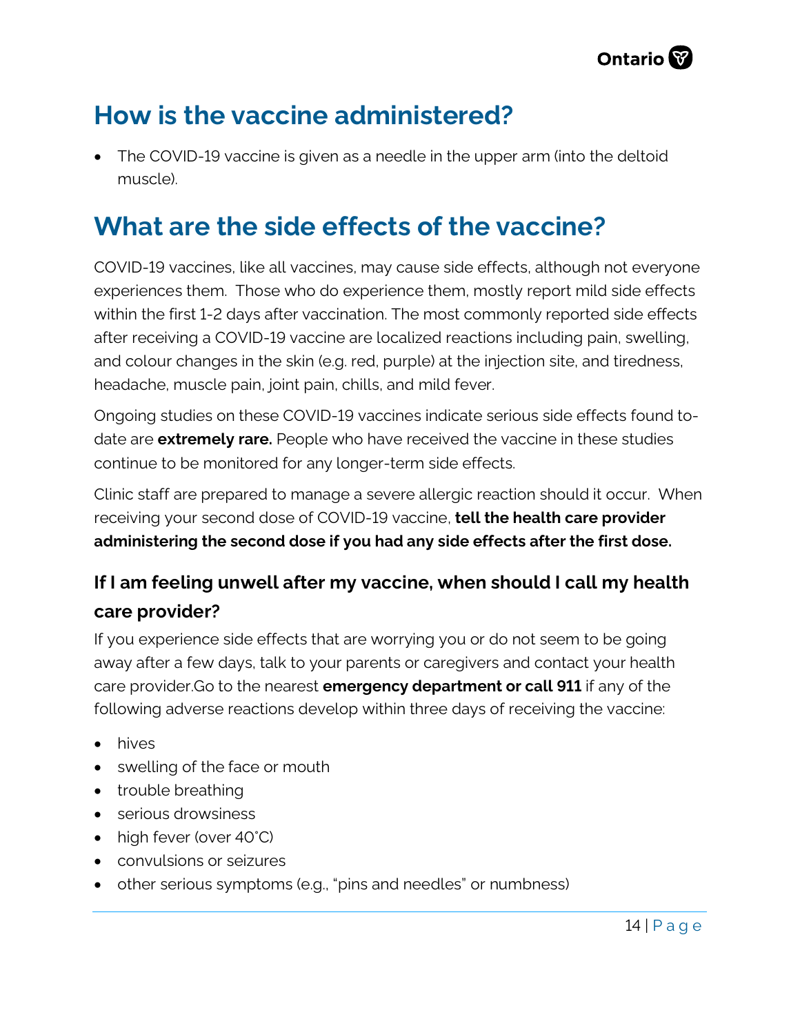## How is the vaccine administered?

- The COVID-19 vaccine is given as a needle in the upper arm (into the deltoid muscle).

## What are the side effects of the vaccine?

COVID-19 vaccines, like all vaccines, may cause side effects, although not everyone experiences them. Those who do experience them, mostly report mild side effects within the first 1-2 days after vaccination. The most commonly reported side effects after receiving a COVID-19 vaccine are localized reactions including pain, swelling, and colour changes in the skin (e.g. red, purple) at the injection site, and tiredness, headache, muscle pain, joint pain, chills, and mild fever.

Ongoing studies on these COVID-19 vaccines indicate serious side effects found to-date are **extremely rare.** People who have received the vaccine in these studies continue to be monitored for any longer-term side effects.

Clinic staff are prepared to manage a severe allergic reaction should it occur. When receiving your second dose of COVID-19 vaccine, **tell the health care provider administering the second dose if you had any side effects after the first dose.**

### If I am feeling unwell after my vaccine, when should I call my health care provider?

If you experience side effects that are worrying you or do not seem to be going away after a few days, talk to your parents or caregivers and contact your health care provider.Go to the nearest **emergency department or call 911** if any of the following adverse reactions develop within three days of receiving the vaccine:

- hives
- swelling of the face or mouth
- trouble breathing
- serious drowsiness
- high fever (over 40˚C)
- convulsions or seizures
- other serious symptoms (e.g., "pins and needles" or numbness)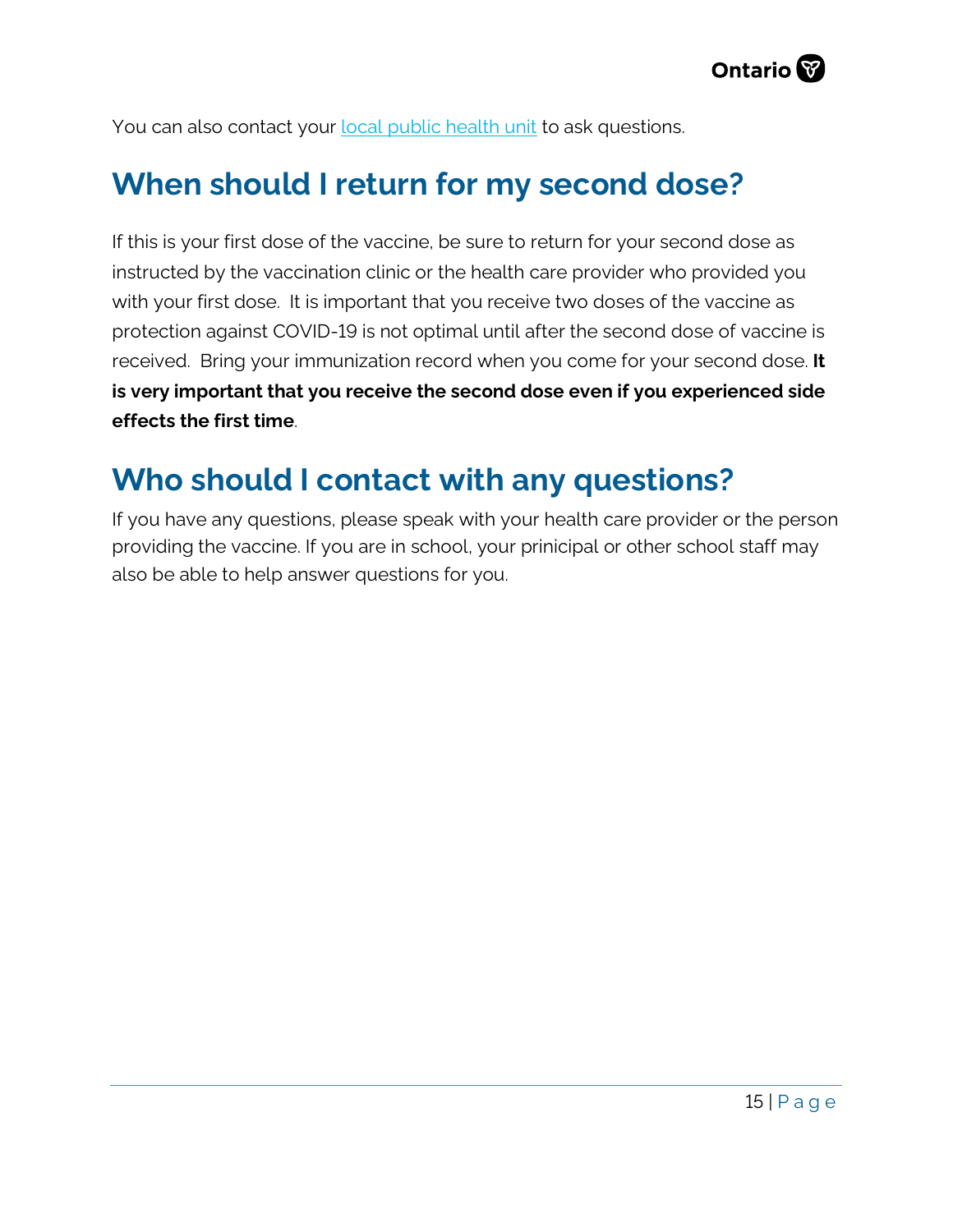You can also contact your [local public health unit](#) to ask questions.

## When should I return for my second dose?

If this is your first dose of the vaccine, be sure to return for your second dose as instructed by the vaccination clinic or the health care provider who provided you with your first dose. It is important that you receive two doses of the vaccine as protection against COVID-19 is not optimal until after the second dose of vaccine is received. Bring your immunization record when you come for your second dose. **It is very important that you receive the second dose even if you experienced side effects the first time**.

## Who should I contact with any questions?

If you have any questions, please speak with your health care provider or the person providing the vaccine. If you are in school, your prinicipal or other school staff may also be able to help answer questions for you.